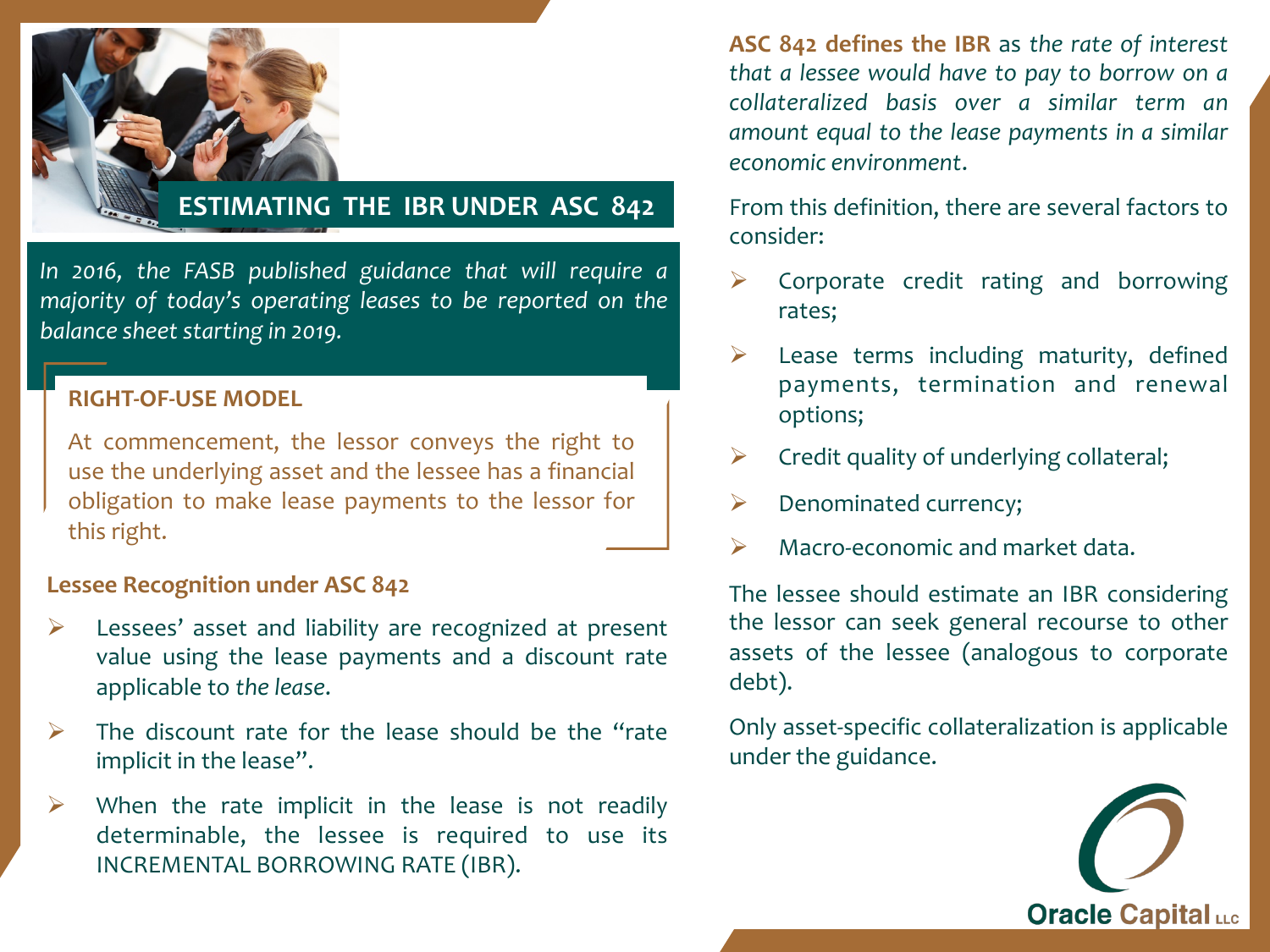# ESTIMATING THE IBR UNDER ASC 842

*In 2016, the FASB published guidance that will require a majority of today's operating leases to be reported on the balance sheet starting in 2019.*

### RIGHT-OF-USE MODEL

At commencement, the lessor conveys the right to use the underlying asset and the lessee has a financial obligation to make lease payments to the lessor for this right.

### Lessee Recognition under ASC 842

- Lessees' asset and liability are recognized at present value using the lease payments and a discount rate applicable to *the lease.*
- The discount rate for the lease should be the "rate implicit in the lease".
- When the rate implicit in the lease is not readily determinable, the lessee is required to use its INCREMENTAL BORROWING RATE (IBR).

**ASC 842 defines the IBR** as *the rate of interest that a lessee would have to pay to borrow on a collateralized basis over a similar term an amount equal to the lease payments in a similar economic environment*.

From this definition, there are several factors to consider:

- Corporate credit rating and borrowing rates;
- Lease terms including maturity, defined payments, termination and renewal options;
- Credit quality of underlying collateral;
- Denominated currency;
- Macro-economic and market data.

The lessee should estimate an IBR considering the lessor can seek general recourse to other assets of the lessee (analogous to corporate debt).

Only asset-specific collateralization is applicable under the guidance.

Oracle Capital LLC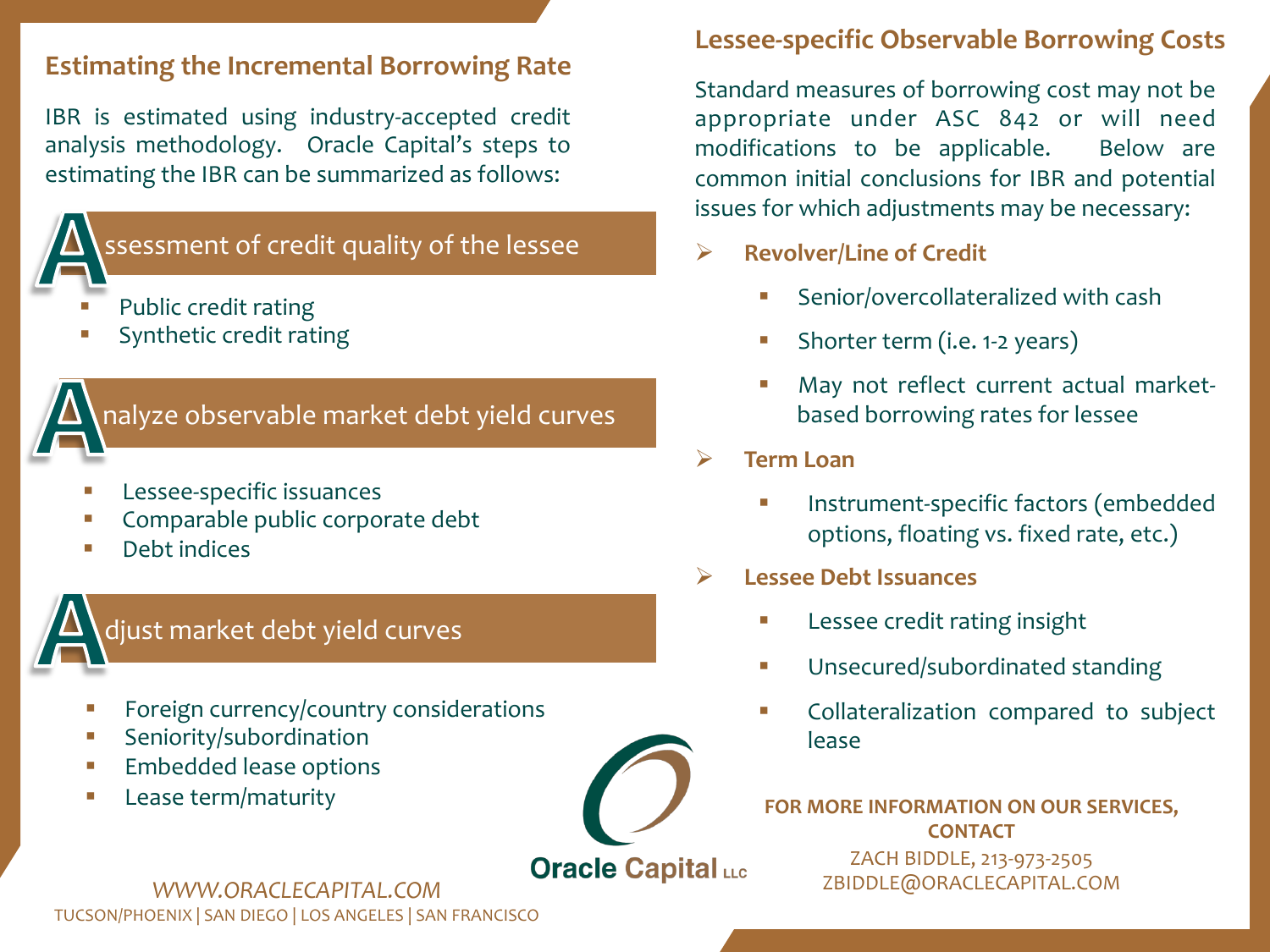## Estimating the Incremental Borrowing Rate

IBR is estimated using industry-accepted credit analysis methodology. Oracle Capital's steps to estimating the IBR can be summarized as follows:

### Assessment of credit quality of the lessee

- Public credit rating
- Synthetic credit rating

### Analyze observable market debt yield curves

- Lessee-specific issuances
- Comparable public corporate debt
- Debt indices

### Adjust market debt yield curves

- Foreign currency/country considerations
- Seniority/subordination
- Embedded lease options
- Lease term/maturity

## Lessee-specific Observable Borrowing Costs

Standard measures of borrowing cost may not be appropriate under ASC 842 or will need modifications to be applicable. Below are common initial conclusions for IBR and potential issues for which adjustments may be necessary:

- **Revolver/Line of Credit**
  - Senior/overcollateralized with cash
  - Shorter term (i.e. 1-2 years)
  - May not reflect current actual market-based borrowing rates for lessee
- **Term Loan**
  - Instrument-specific factors (embedded options, floating vs. fixed rate, etc.)
- **Lessee Debt Issuances**
  - Lessee credit rating insight
  - Unsecured/subordinated standing
  - Collateralization compared to subject lease

Oracle Capital LLC

**FOR MORE INFORMATION ON OUR SERVICES, CONTACT**

ZACH BIDDLE, 213-973-2505
ZBIDDLE@ORACLECAPITAL.COM

*WWW.ORACLECAPITAL.COM*

TUCSON/PHOENIX | SAN DIEGO | LOS ANGELES | SAN FRANCISCO